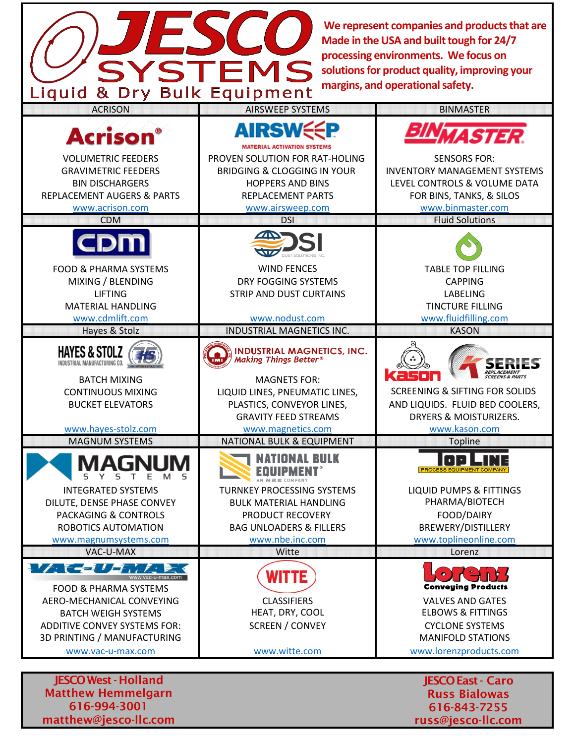# JESCO SYSTEMS

Liquid & Dry Bulk Equipment

**We represent companies and products that are Made in the USA and built tough for 24/7 processing environments. We focus on solutions for product quality, improving your margins, and operational safety.**

| ACRISON | AIRSWEEP SYSTEMS | BINMASTER |
|---|---|---|
| Acrison®<br>VOLUMETRIC FEEDERS<br>GRAVIMETRIC FEEDERS<br>BIN DISCHARGERS<br>REPLACEMENT AUGERS & PARTS<br>www.acrison.com | AIRSWEEP MATERIAL ACTIVATION SYSTEMS<br>PROVEN SOLUTION FOR RAT-HOLING<br>BRIDGING & CLOGGING IN YOUR<br>HOPPERS AND BINS<br>REPLACEMENT PARTS<br>www.airsweep.com | BINMASTER<br>SENSORS FOR:<br>INVENTORY MANAGEMENT SYSTEMS<br>LEVEL CONTROLS & VOLUME DATA<br>FOR BINS, TANKS, & SILOS<br>www.binmaster.com |
| **CDM** | **DSI** | **Fluid Solutions** |
| CDM<br>FOOD & PHARMA SYSTEMS<br>MIXING / BLENDING<br>LIFTING<br>MATERIAL HANDLING<br>www.cdmlift.com | DSI DUST SOLUTIONS, INC.<br>WIND FENCES<br>DRY FOGGING SYSTEMS<br>STRIP AND DUST CURTAINS<br>www.nodust.com | TABLE TOP FILLING<br>CAPPING<br>LABELING<br>TINCTURE FILLING<br>www.fluidfilling.com |
| **Hayes & Stolz** | **INDUSTRIAL MAGNETICS INC.** | **KASON** |
| HAYES & STOLZ INDUSTRIAL MANUFACTURING CO.<br>BATCH MIXING<br>CONTINUOUS MIXING<br>BUCKET ELEVATORS<br>www.hayes-stolz.com | INDUSTRIAL MAGNETICS, INC. *Making Things Better®*<br>MAGNETS FOR:<br>LIQUID LINES, PNEUMATIC LINES,<br>PLASTICS, CONVEYOR LINES,<br>GRAVITY FEED STREAMS<br>www.magnetics.com | kason K SERIES REPLACEMENT SCREENS & PARTS<br>SCREENING & SIFTING FOR SOLIDS<br>AND LIQUIDS. FLUID BED COOLERS,<br>DRYERS & MOISTURIZERS.<br>www.kason.com |
| **MAGNUM SYSTEMS** | **NATIONAL BULK & EQUIPMENT** | **Topline** |
| MAGNUM SYSTEMS<br>INTEGRATED SYSTEMS<br>DILUTE, DENSE PHASE CONVEY<br>PACKAGING & CONTROLS<br>ROBOTICS AUTOMATION<br>www.magnumsystems.com | NATIONAL BULK EQUIPMENT® AN NBE COMPANY<br>TURNKEY PROCESSING SYSTEMS<br>BULK MATERIAL HANDLING<br>PRODUCT RECOVERY<br>BAG UNLOADERS & FILLERS<br>www.nbe.inc.com | TOP LINE PROCESS EQUIPMENT COMPANY<br>LIQUID PUMPS & FITTINGS<br>PHARMA/BIOTECH<br>FOOD/DAIRY<br>BREWERY/DISTILLERY<br>www.toplineonline.com |
| **VAC-U-MAX** | **Witte** | **Lorenz** |
| VAC-U-MAX www.vac-u-max.com<br>FOOD & PHARMA SYSTEMS<br>AERO-MECHANICAL CONVEYING<br>BATCH WEIGH SYSTEMS<br>ADDITIVE CONVEY SYSTEMS FOR:<br>3D PRINTING / MANUFACTURING<br>www.vac-u-max.com | WITTE<br>CLASSIFIERS<br>HEAT, DRY, COOL<br>SCREEN / CONVEY<br>www.witte.com | Lorenz Conveying Products<br>VALVES AND GATES<br>ELBOWS & FITTINGS<br>CYCLONE SYSTEMS<br>MANIFOLD STATIONS<br>www.lorenzproducts.com |

**JESCO West - Holland**
**Matthew Hemmelgarn**
**616-994-3001**
**matthew@jesco-llc.com**

**JESCO East - Caro**
**Russ Bialowas**
**616-843-7255**
**russ@jesco-llc.com**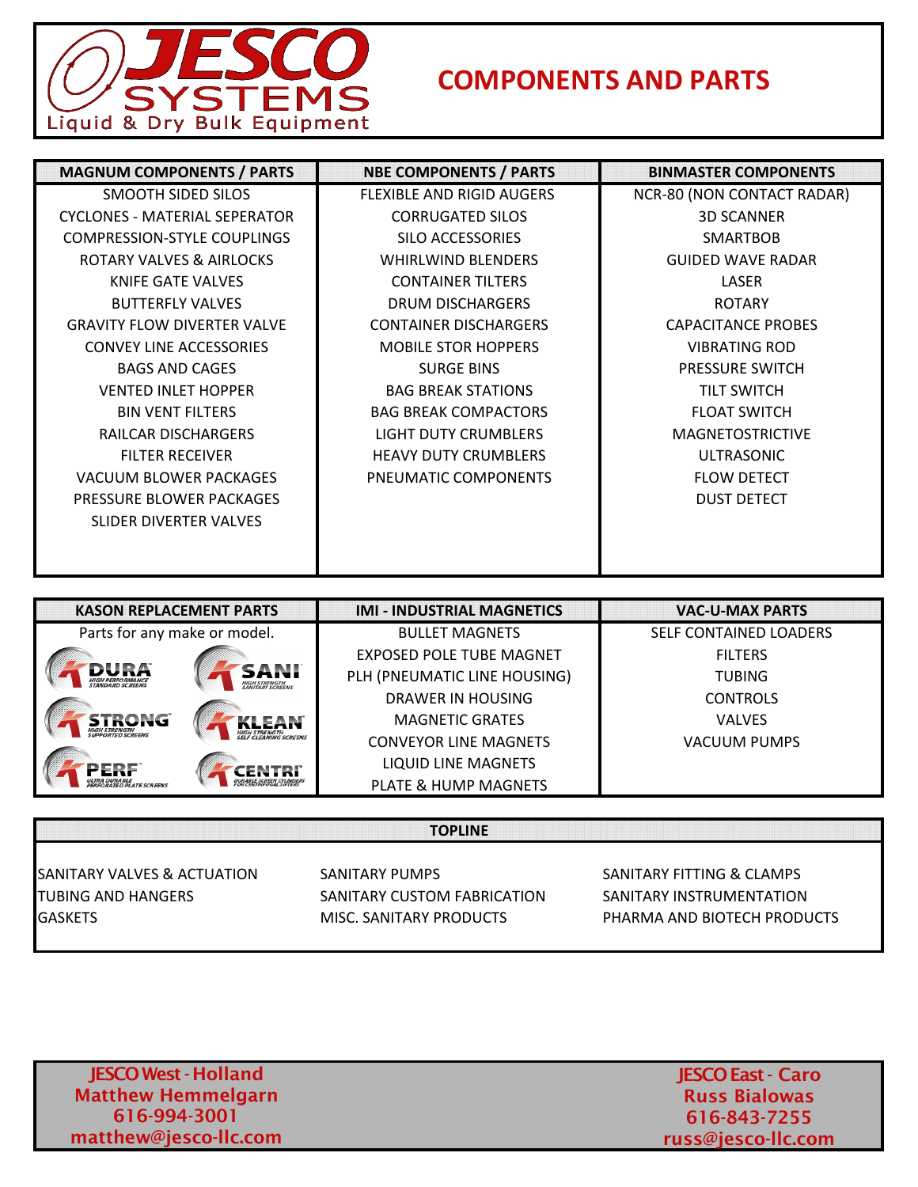JESCO SYSTEMS
Liquid & Dry Bulk Equipment

# COMPONENTS AND PARTS

| MAGNUM COMPONENTS / PARTS | NBE COMPONENTS / PARTS | BINMASTER COMPONENTS |
|---|---|---|
| SMOOTH SIDED SILOS | FLEXIBLE AND RIGID AUGERS | NCR-80 (NON CONTACT RADAR) |
| CYCLONES - MATERIAL SEPERATOR | CORRUGATED SILOS | 3D SCANNER |
| COMPRESSION-STYLE COUPLINGS | SILO ACCESSORIES | SMARTBOB |
| ROTARY VALVES & AIRLOCKS | WHIRLWIND BLENDERS | GUIDED WAVE RADAR |
| KNIFE GATE VALVES | CONTAINER TILTERS | LASER |
| BUTTERFLY VALVES | DRUM DISCHARGERS | ROTARY |
| GRAVITY FLOW DIVERTER VALVE | CONTAINER DISCHARGERS | CAPACITANCE PROBES |
| CONVEY LINE ACCESSORIES | MOBILE STOR HOPPERS | VIBRATING ROD |
| BAGS AND CAGES | SURGE BINS | PRESSURE SWITCH |
| VENTED INLET HOPPER | BAG BREAK STATIONS | TILT SWITCH |
| BIN VENT FILTERS | BAG BREAK COMPACTORS | FLOAT SWITCH |
| RAILCAR DISCHARGERS | LIGHT DUTY CRUMBLERS | MAGNETOSTRICTIVE |
| FILTER RECEIVER | HEAVY DUTY CRUMBLERS | ULTRASONIC |
| VACUUM BLOWER PACKAGES | PNEUMATIC COMPONENTS | FLOW DETECT |
| PRESSURE BLOWER PACKAGES | | DUST DETECT |
| SLIDER DIVERTER VALVES | | |

| KASON REPLACEMENT PARTS | IMI - INDUSTRIAL MAGNETICS | VAC-U-MAX PARTS |
|---|---|---|
| Parts for any make or model. | BULLET MAGNETS | SELF CONTAINED LOADERS |
| DURA – HIGH PERFORMANCE STANDARD SCREENS | EXPOSED POLE TUBE MAGNET | FILTERS |
| SANI – HIGH STRENGTH SANITARY SCREENS | PLH (PNEUMATIC LINE HOUSING) | TUBING |
| STRONG – HIGH STRENGTH SUPPORTED SCREENS | DRAWER IN HOUSING | CONTROLS |
| KLEAN – HIGH STRENGTH SELF CLEANING SCREENS | MAGNETIC GRATES | VALVES |
| PERF – ULTRA DURABLE PERFORATED PLATE SCREENS | CONVEYOR LINE MAGNETS | VACUUM PUMPS |
| CENTRI – DURABLE SCREEN CYLINDERS FOR CENTRIFUGAL SIFTERS | LIQUID LINE MAGNETS | |
| | PLATE & HUMP MAGNETS | |

| TOPLINE | | |
|---|---|---|
| SANITARY VALVES & ACTUATION | SANITARY PUMPS | SANITARY FITTING & CLAMPS |
| TUBING AND HANGERS | SANITARY CUSTOM FABRICATION | SANITARY INSTRUMENTATION |
| GASKETS | MISC. SANITARY PRODUCTS | PHARMA AND BIOTECH PRODUCTS |

**JESCO West - Holland**
**Matthew Hemmelgarn**
**616-994-3001**
**matthew@jesco-llc.com**

**JESCO East - Caro**
**Russ Bialowas**
**616-843-7255**
**russ@jesco-llc.com**